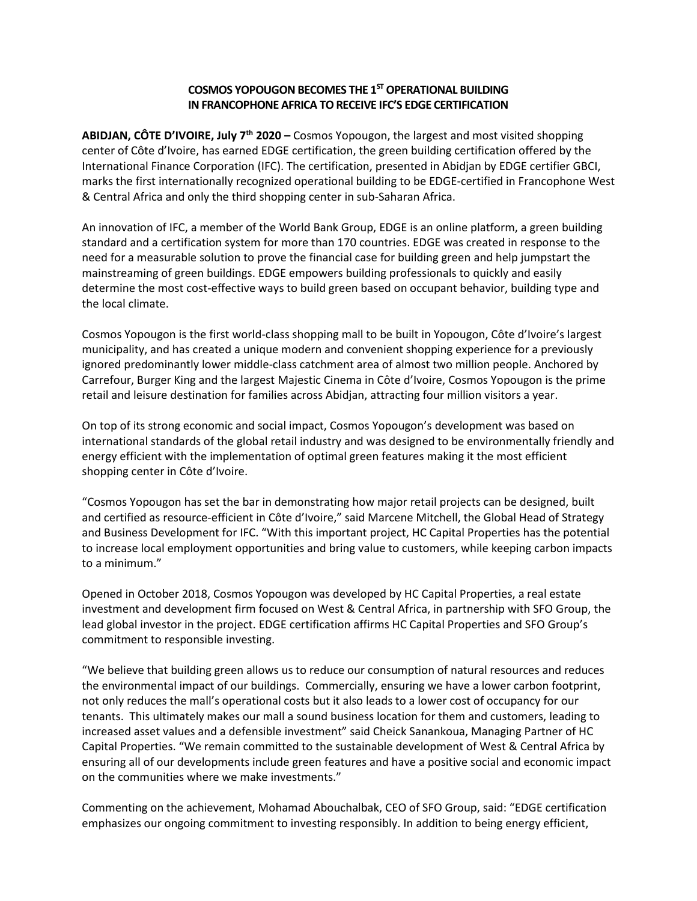# COSMOS YOPOUGON BECOMES THE 1ST OPERATIONAL BUILDING IN FRANCOPHONE AFRICA TO RECEIVE IFC'S EDGE CERTIFICATION

**ABIDJAN, CÔTE D'IVOIRE, July 7th 2020 –** Cosmos Yopougon, the largest and most visited shopping center of Côte d'Ivoire, has earned EDGE certification, the green building certification offered by the International Finance Corporation (IFC). The certification, presented in Abidjan by EDGE certifier GBCI, marks the first internationally recognized operational building to be EDGE-certified in Francophone West & Central Africa and only the third shopping center in sub-Saharan Africa.

An innovation of IFC, a member of the World Bank Group, EDGE is an online platform, a green building standard and a certification system for more than 170 countries. EDGE was created in response to the need for a measurable solution to prove the financial case for building green and help jumpstart the mainstreaming of green buildings. EDGE empowers building professionals to quickly and easily determine the most cost-effective ways to build green based on occupant behavior, building type and the local climate.

Cosmos Yopougon is the first world-class shopping mall to be built in Yopougon, Côte d'Ivoire's largest municipality, and has created a unique modern and convenient shopping experience for a previously ignored predominantly lower middle-class catchment area of almost two million people. Anchored by Carrefour, Burger King and the largest Majestic Cinema in Côte d'Ivoire, Cosmos Yopougon is the prime retail and leisure destination for families across Abidjan, attracting four million visitors a year.

On top of its strong economic and social impact, Cosmos Yopougon's development was based on international standards of the global retail industry and was designed to be environmentally friendly and energy efficient with the implementation of optimal green features making it the most efficient shopping center in Côte d'Ivoire.

"Cosmos Yopougon has set the bar in demonstrating how major retail projects can be designed, built and certified as resource-efficient in Côte d'Ivoire," said Marcene Mitchell, the Global Head of Strategy and Business Development for IFC. "With this important project, HC Capital Properties has the potential to increase local employment opportunities and bring value to customers, while keeping carbon impacts to a minimum."

Opened in October 2018, Cosmos Yopougon was developed by HC Capital Properties, a real estate investment and development firm focused on West & Central Africa, in partnership with SFO Group, the lead global investor in the project. EDGE certification affirms HC Capital Properties and SFO Group's commitment to responsible investing.

"We believe that building green allows us to reduce our consumption of natural resources and reduces the environmental impact of our buildings. Commercially, ensuring we have a lower carbon footprint, not only reduces the mall's operational costs but it also leads to a lower cost of occupancy for our tenants. This ultimately makes our mall a sound business location for them and customers, leading to increased asset values and a defensible investment" said Cheick Sanankoua, Managing Partner of HC Capital Properties. "We remain committed to the sustainable development of West & Central Africa by ensuring all of our developments include green features and have a positive social and economic impact on the communities where we make investments."

Commenting on the achievement, Mohamad Abouchalbak, CEO of SFO Group, said: "EDGE certification emphasizes our ongoing commitment to investing responsibly. In addition to being energy efficient,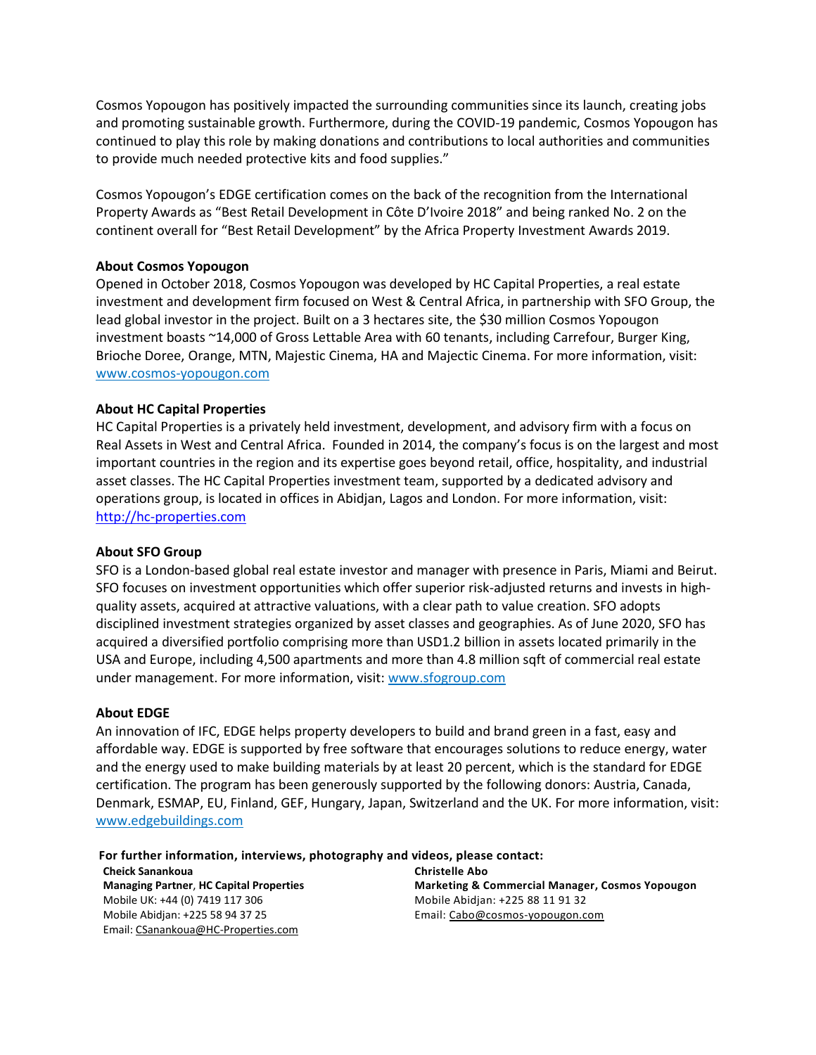Cosmos Yopougon has positively impacted the surrounding communities since its launch, creating jobs and promoting sustainable growth. Furthermore, during the COVID-19 pandemic, Cosmos Yopougon has continued to play this role by making donations and contributions to local authorities and communities to provide much needed protective kits and food supplies."

Cosmos Yopougon's EDGE certification comes on the back of the recognition from the International Property Awards as "Best Retail Development in Côte D'Ivoire 2018" and being ranked No. 2 on the continent overall for "Best Retail Development" by the Africa Property Investment Awards 2019.

**About Cosmos Yopougon**

Opened in October 2018, Cosmos Yopougon was developed by HC Capital Properties, a real estate investment and development firm focused on West & Central Africa, in partnership with SFO Group, the lead global investor in the project. Built on a 3 hectares site, the $30 million Cosmos Yopougon investment boasts ~14,000 of Gross Lettable Area with 60 tenants, including Carrefour, Burger King, Brioche Doree, Orange, MTN, Majestic Cinema, HA and Majectic Cinema. For more information, visit: [www.cosmos-yopougon.com](www.cosmos-yopougon.com)

**About HC Capital Properties**

HC Capital Properties is a privately held investment, development, and advisory firm with a focus on Real Assets in West and Central Africa. Founded in 2014, the company's focus is on the largest and most important countries in the region and its expertise goes beyond retail, office, hospitality, and industrial asset classes. The HC Capital Properties investment team, supported by a dedicated advisory and operations group, is located in offices in Abidjan, Lagos and London. For more information, visit: [http://hc-properties.com](http://hc-properties.com)

**About SFO Group**

SFO is a London-based global real estate investor and manager with presence in Paris, Miami and Beirut. SFO focuses on investment opportunities which offer superior risk-adjusted returns and invests in high-quality assets, acquired at attractive valuations, with a clear path to value creation. SFO adopts disciplined investment strategies organized by asset classes and geographies. As of June 2020, SFO has acquired a diversified portfolio comprising more than USD1.2 billion in assets located primarily in the USA and Europe, including 4,500 apartments and more than 4.8 million sqft of commercial real estate under management. For more information, visit: [www.sfogroup.com](www.sfogroup.com)

**About EDGE**

An innovation of IFC, EDGE helps property developers to build and brand green in a fast, easy and affordable way. EDGE is supported by free software that encourages solutions to reduce energy, water and the energy used to make building materials by at least 20 percent, which is the standard for EDGE certification. The program has been generously supported by the following donors: Austria, Canada, Denmark, ESMAP, EU, Finland, GEF, Hungary, Japan, Switzerland and the UK. For more information, visit: [www.edgebuildings.com](www.edgebuildings.com)

**For further information, interviews, photography and videos, please contact:**

**Cheick Sanankoua**
**Managing Partner, HC Capital Properties**
Mobile UK: +44 (0) 7419 117 306
Mobile Abidjan: +225 58 94 37 25
Email: CSanankoua@HC-Properties.com

**Christelle Abo**
**Marketing & Commercial Manager, Cosmos Yopougon**
Mobile Abidjan: +225 88 11 91 32
Email: Cabo@cosmos-yopougon.com